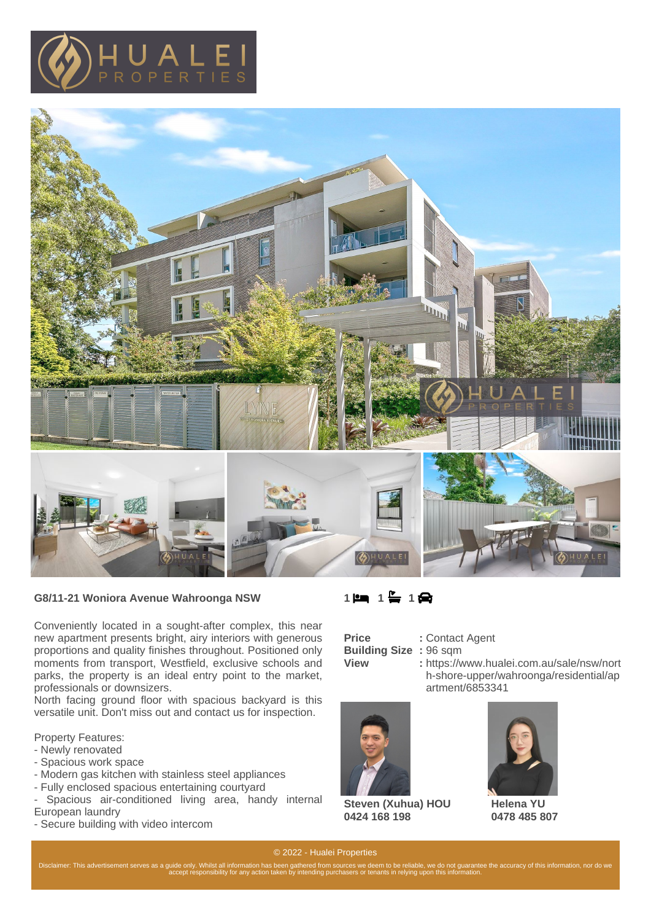# G8/11-21 Woniora Avenue Wahroonga NSW

1 bed 1 bath 1 car

Conveniently located in a sought-after complex, this near new apartment presents bright, airy interiors with generous proportions and quality finishes throughout. Positioned only moments from transport, Westfield, exclusive schools and parks, the property is an ideal entry point to the market, professionals or downsizers.

North facing ground floor with spacious backyard is this versatile unit. Don't miss out and contact us for inspection.

Property Features:

- Newly renovated
- Spacious work space
- Modern gas kitchen with stainless steel appliances
- Fully enclosed spacious entertaining courtyard
- Spacious air-conditioned living area, handy internal European laundry
- Secure building with video intercom

**Price** : Contact Agent

**Building Size** : 96 sqm

**View** : https://www.hualei.com.au/sale/nsw/north-shore-upper/wahroonga/residential/apartment/6853341

**Steven (Xuhua) HOU**
**0424 168 198**

**Helena YU**
**0478 485 807**

© 2022 - Hualei Properties

Disclaimer: This advertisement serves as a guide only. Whilst all information has been gathered from sources we deem to be reliable, we do not guarantee the accuracy of this information, nor do we accept responsibility for any action taken by intending purchasers or tenants in relying upon this information.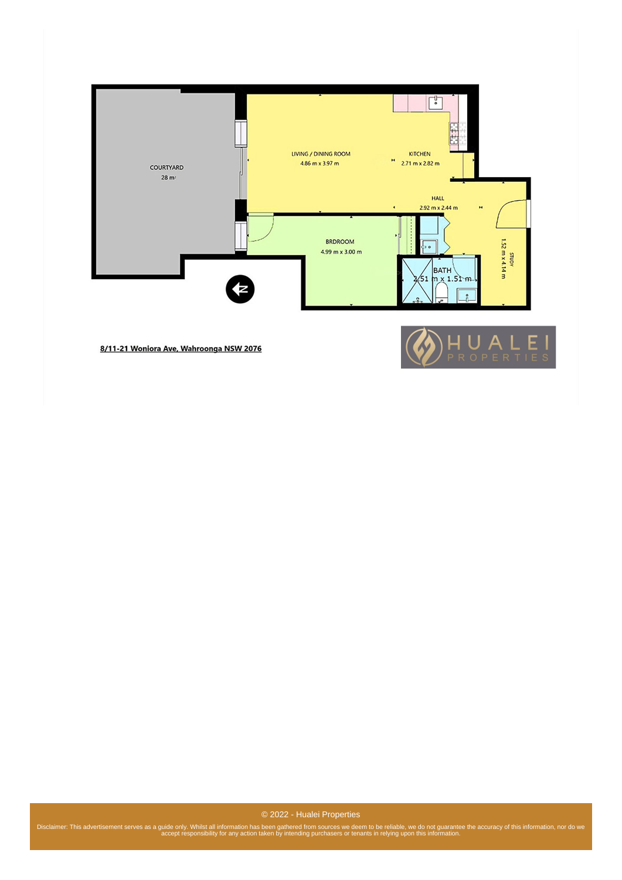COURTYARD
28 m²

LIVING / DINING ROOM
4.86 m x 3.97 m

KITCHEN
2.71 m x 2.82 m

HALL
2.92 m x 2.44 m

BRDROOM
4.99 m x 3.00 m

BATH
2.51 m x 1.51 m

STUDY
1.52 m x 4.14 m

**8/11-21 Woniora Ave, Wahroonga NSW 2076**

HUALEI PROPERTIES

© 2022 - Hualei Properties

Disclaimer: This advertisement serves as a guide only. Whilst all information has been gathered from sources we deem to be reliable, we do not guarantee the accuracy of this information, nor do we accept responsibility for any action taken by intending purchasers or tenants in relying upon this information.